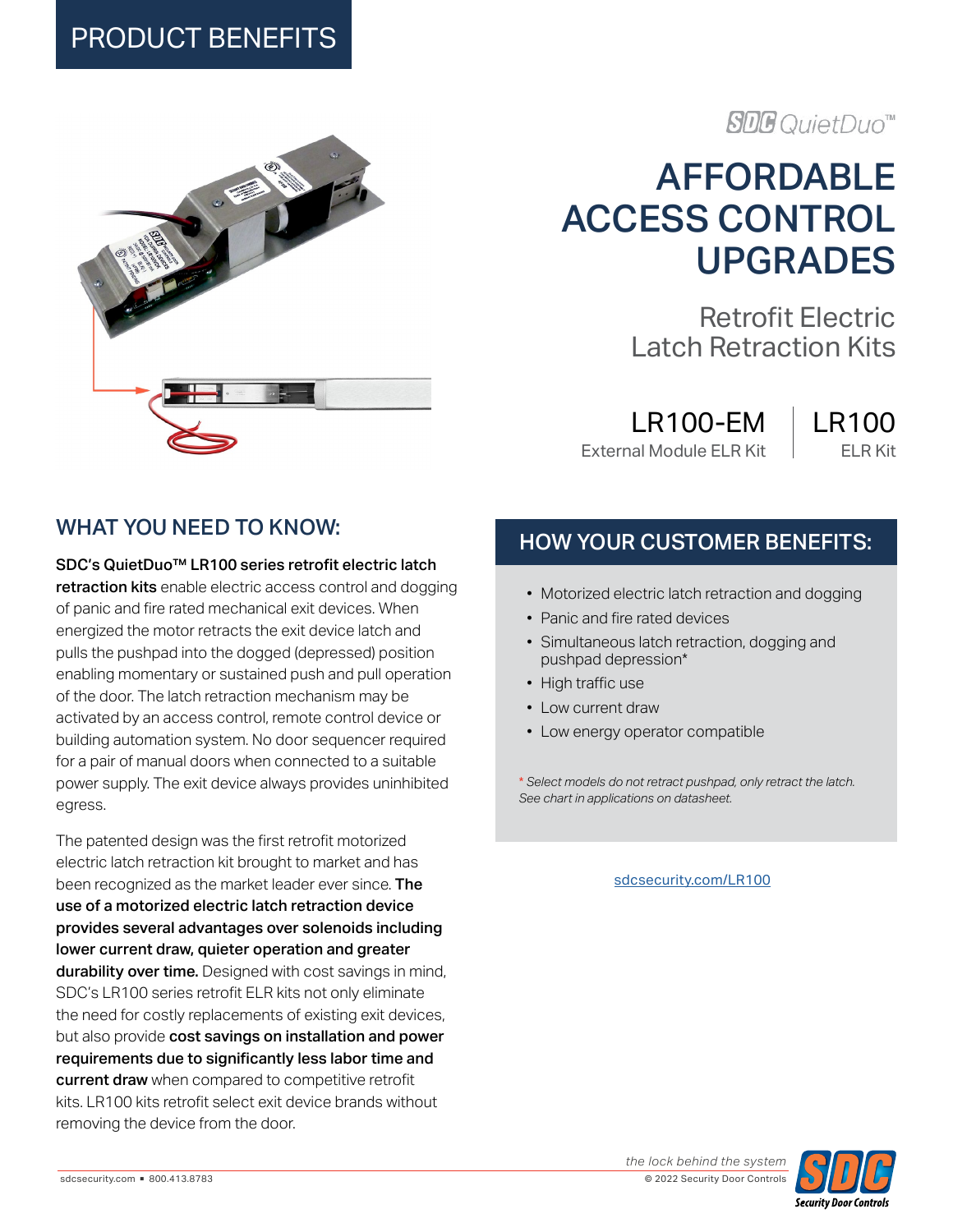# PRODUCT BENEFITS

SDC QuietDuo™

# AFFORDABLE ACCESS CONTROL UPGRADES

Retrofit Electric Latch Retraction Kits

**LR100-EM**
External Module ELR Kit

**LR100**
ELR Kit

## WHAT YOU NEED TO KNOW:

**SDC's QuietDuo™ LR100 series retrofit electric latch retraction kits** enable electric access control and dogging of panic and fire rated mechanical exit devices. When energized the motor retracts the exit device latch and pulls the pushpad into the dogged (depressed) position enabling momentary or sustained push and pull operation of the door. The latch retraction mechanism may be activated by an access control, remote control device or building automation system. No door sequencer required for a pair of manual doors when connected to a suitable power supply. The exit device always provides uninhibited egress.

The patented design was the first retrofit motorized electric latch retraction kit brought to market and has been recognized as the market leader ever since. **The use of a motorized electric latch retraction device provides several advantages over solenoids including lower current draw, quieter operation and greater durability over time.** Designed with cost savings in mind, SDC's LR100 series retrofit ELR kits not only eliminate the need for costly replacements of existing exit devices, but also provide **cost savings on installation and power requirements due to significantly less labor time and current draw** when compared to competitive retrofit kits. LR100 kits retrofit select exit device brands without removing the device from the door.

## HOW YOUR CUSTOMER BENEFITS:

- Motorized electric latch retraction and dogging
- Panic and fire rated devices
- Simultaneous latch retraction, dogging and pushpad depression*
- High traffic use
- Low current draw
- Low energy operator compatible

*\* Select models do not retract pushpad, only retract the latch. See chart in applications on datasheet.*

sdcsecurity.com/LR100

sdcsecurity.com ▪ 800.413.8783

*the lock behind the system*

© 2022 Security Door Controls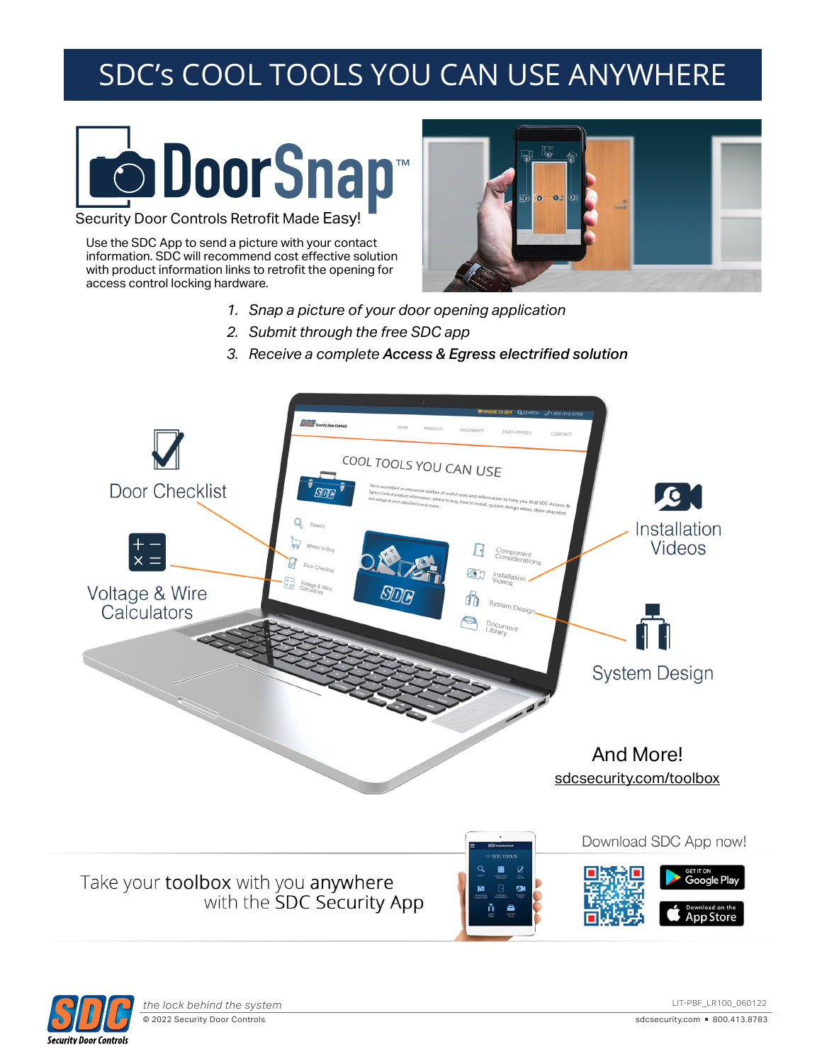# SDC's COOL TOOLS YOU CAN USE ANYWHERE

## DoorSnap™

Security Door Controls Retrofit Made Easy!

Use the SDC App to send a picture with your contact information. SDC will recommend cost effective solution with product information links to retrofit the opening for access control locking hardware.

1. *Snap a picture of your door opening application*
2. *Submit through the free SDC app*
3. *Receive a complete* ***Access & Egress electrified solution***

Door Checklist

Voltage & Wire Calculators

Installation Videos

System Design

And More!

sdcsecurity.com/toolbox

Take your **toolbox** with you **anywhere** with the SDC Security App

Download SDC App now!

GET IT ON Google Play

Download on the App Store

the lock behind the system

© 2022 Security Door Controls

LIT-PBF_LR100_060122

sdcsecurity.com ▪ 800.413.8783